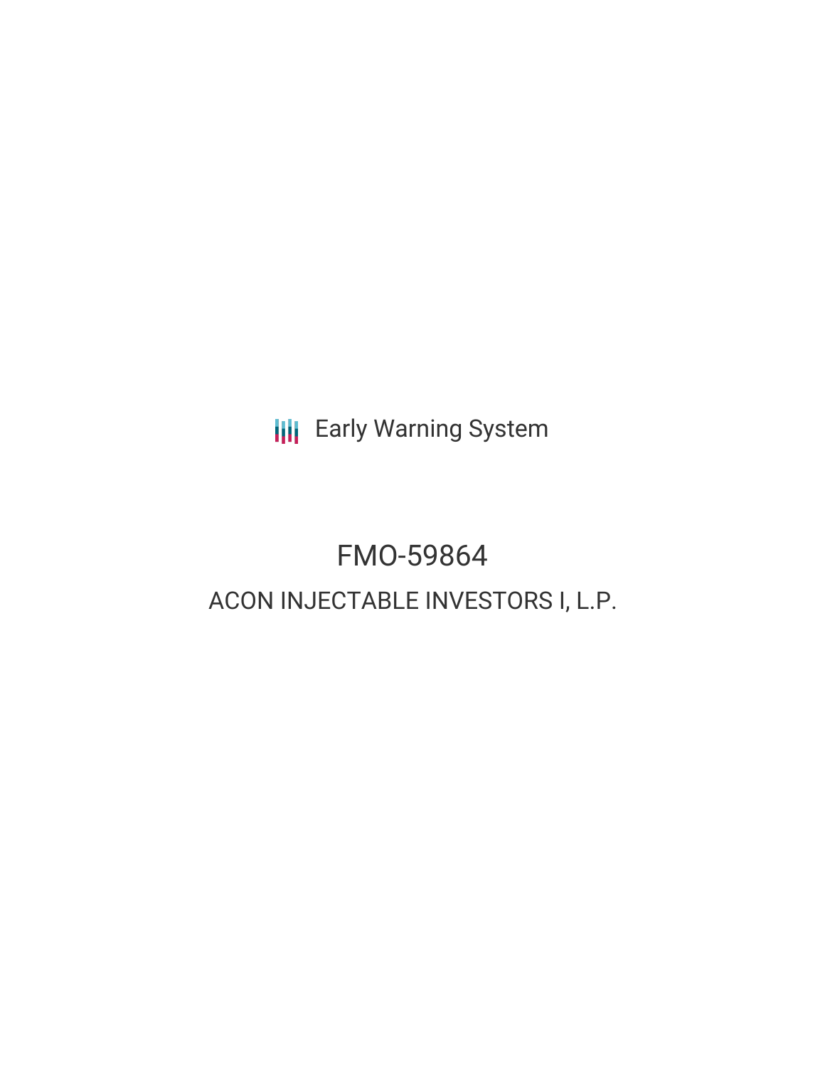Early Warning System

# FMO-59864

## ACON INJECTABLE INVESTORS I, L.P.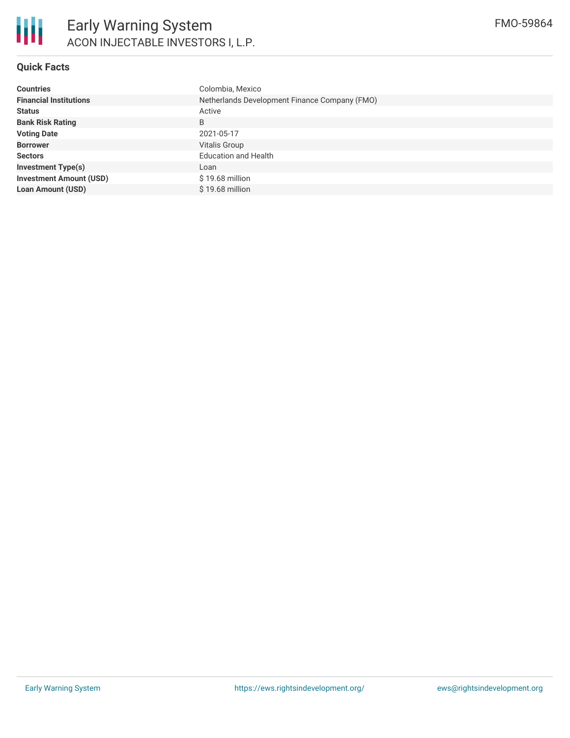# Early Warning System

## ACON INJECTABLE INVESTORS I, L.P.

FMO-59864

### Quick Facts

| | |
|---|---|
| **Countries** | Colombia, Mexico |
| **Financial Institutions** | Netherlands Development Finance Company (FMO) |
| **Status** | Active |
| **Bank Risk Rating** | B |
| **Voting Date** | 2021-05-17 |
| **Borrower** | Vitalis Group |
| **Sectors** | Education and Health |
| **Investment Type(s)** | Loan |
| **Investment Amount (USD)** | $ 19.68 million |
| **Loan Amount (USD)** | $ 19.68 million |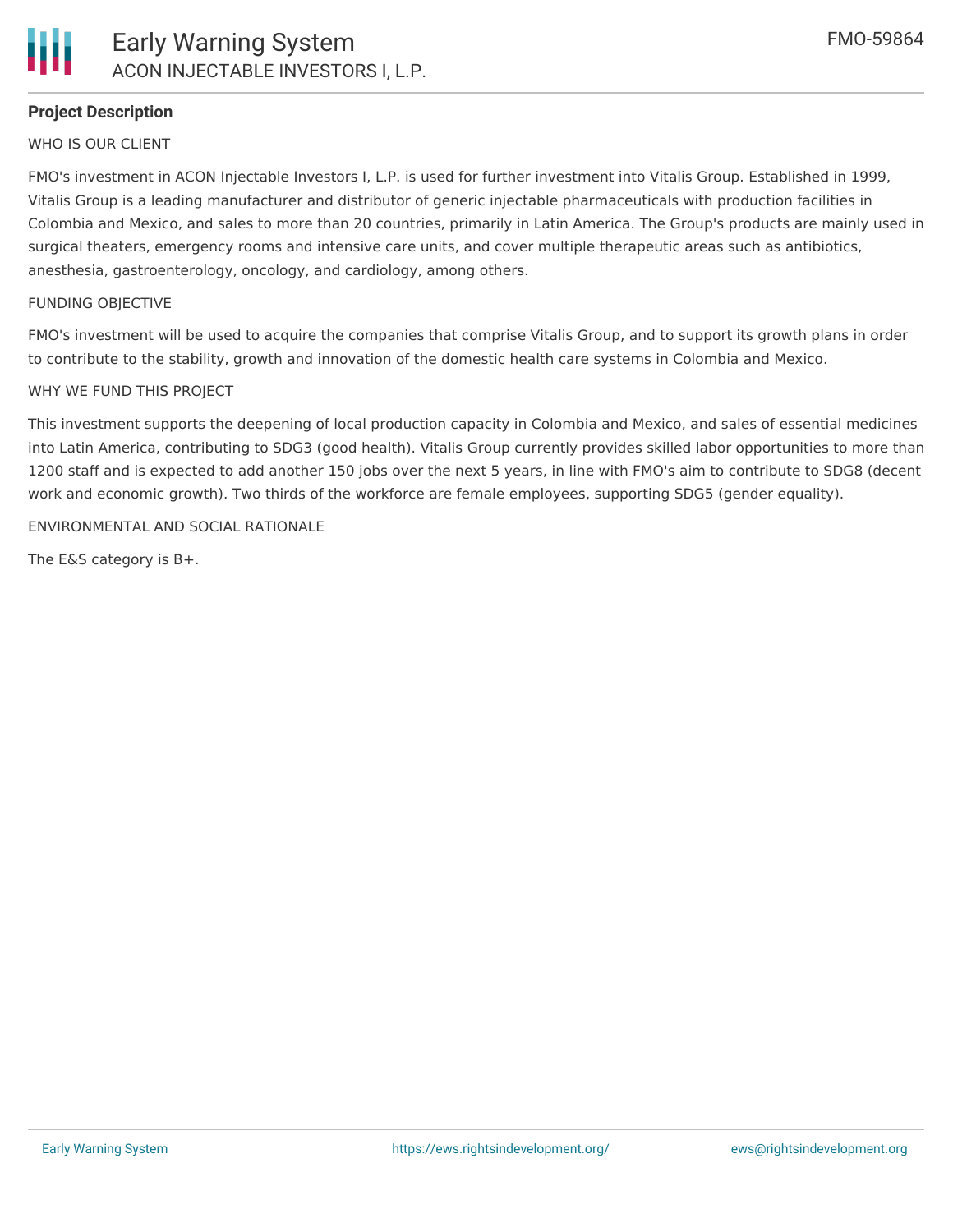## Project Description

WHO IS OUR CLIENT

FMO's investment in ACON Injectable Investors I, L.P. is used for further investment into Vitalis Group. Established in 1999, Vitalis Group is a leading manufacturer and distributor of generic injectable pharmaceuticals with production facilities in Colombia and Mexico, and sales to more than 20 countries, primarily in Latin America. The Group's products are mainly used in surgical theaters, emergency rooms and intensive care units, and cover multiple therapeutic areas such as antibiotics, anesthesia, gastroenterology, oncology, and cardiology, among others.

FUNDING OBJECTIVE

FMO's investment will be used to acquire the companies that comprise Vitalis Group, and to support its growth plans in order to contribute to the stability, growth and innovation of the domestic health care systems in Colombia and Mexico.

WHY WE FUND THIS PROJECT

This investment supports the deepening of local production capacity in Colombia and Mexico, and sales of essential medicines into Latin America, contributing to SDG3 (good health). Vitalis Group currently provides skilled labor opportunities to more than 1200 staff and is expected to add another 150 jobs over the next 5 years, in line with FMO's aim to contribute to SDG8 (decent work and economic growth). Two thirds of the workforce are female employees, supporting SDG5 (gender equality).

ENVIRONMENTAL AND SOCIAL RATIONALE

The E&S category is B+.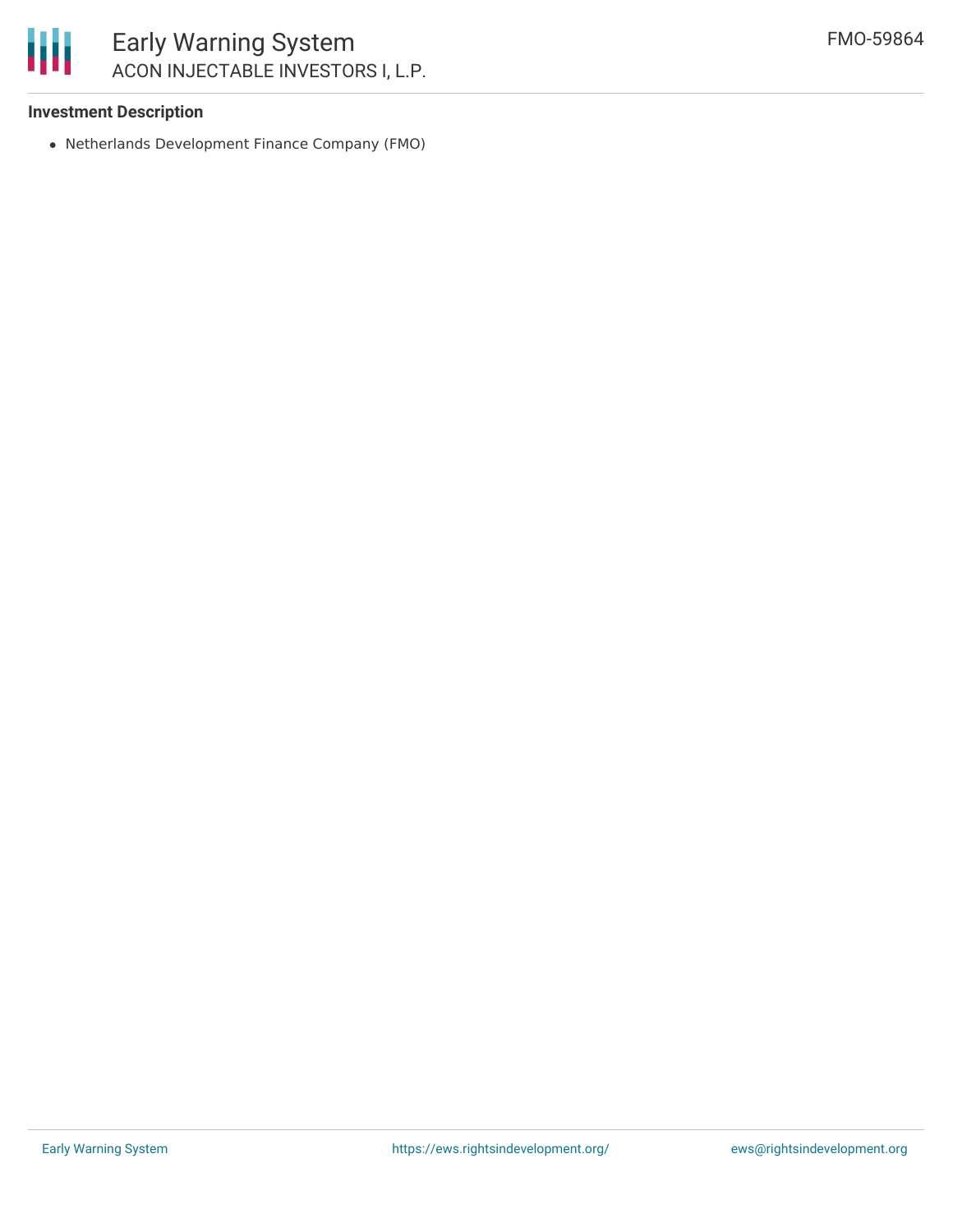**Investment Description**

- Netherlands Development Finance Company (FMO)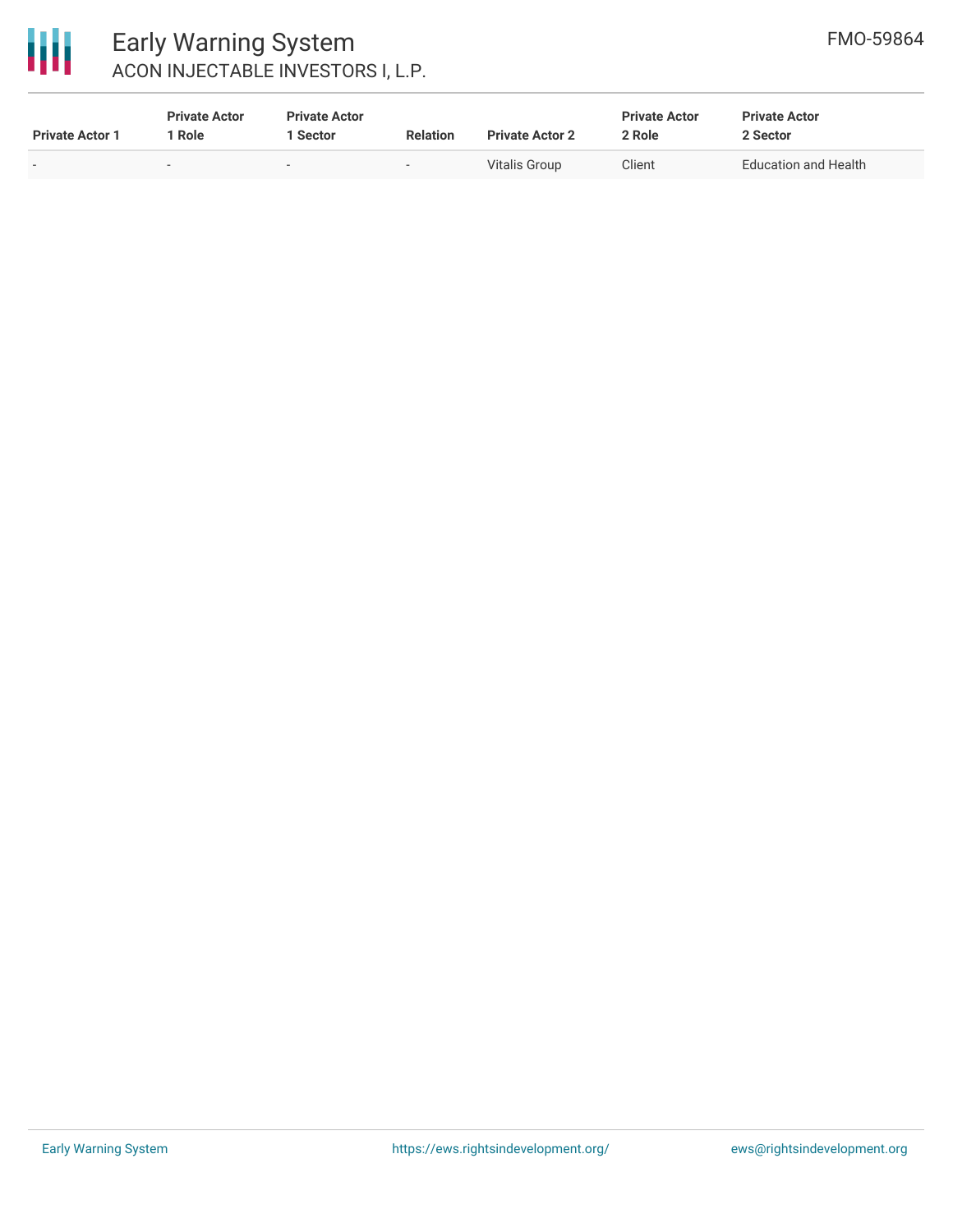| Private Actor 1 | Private Actor 1 Role | Private Actor 1 Sector | Relation | Private Actor 2 | Private Actor 2 Role | Private Actor 2 Sector |
|---|---|---|---|---|---|---|
| - | - | - | - | Vitalis Group | Client | Education and Health |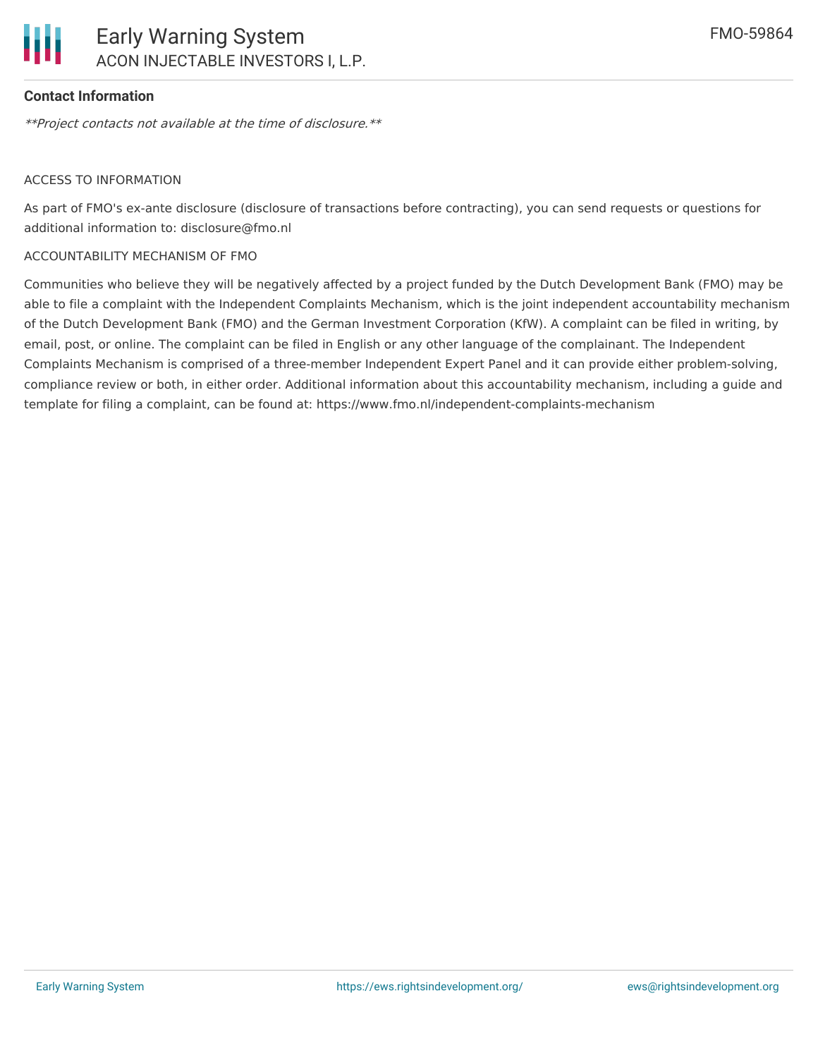**Contact Information**

*\*\*Project contacts not available at the time of disclosure.\*\**

ACCESS TO INFORMATION

As part of FMO's ex-ante disclosure (disclosure of transactions before contracting), you can send requests or questions for additional information to: disclosure@fmo.nl

ACCOUNTABILITY MECHANISM OF FMO

Communities who believe they will be negatively affected by a project funded by the Dutch Development Bank (FMO) may be able to file a complaint with the Independent Complaints Mechanism, which is the joint independent accountability mechanism of the Dutch Development Bank (FMO) and the German Investment Corporation (KfW). A complaint can be filed in writing, by email, post, or online. The complaint can be filed in English or any other language of the complainant. The Independent Complaints Mechanism is comprised of a three-member Independent Expert Panel and it can provide either problem-solving, compliance review or both, in either order. Additional information about this accountability mechanism, including a guide and template for filing a complaint, can be found at: https://www.fmo.nl/independent-complaints-mechanism